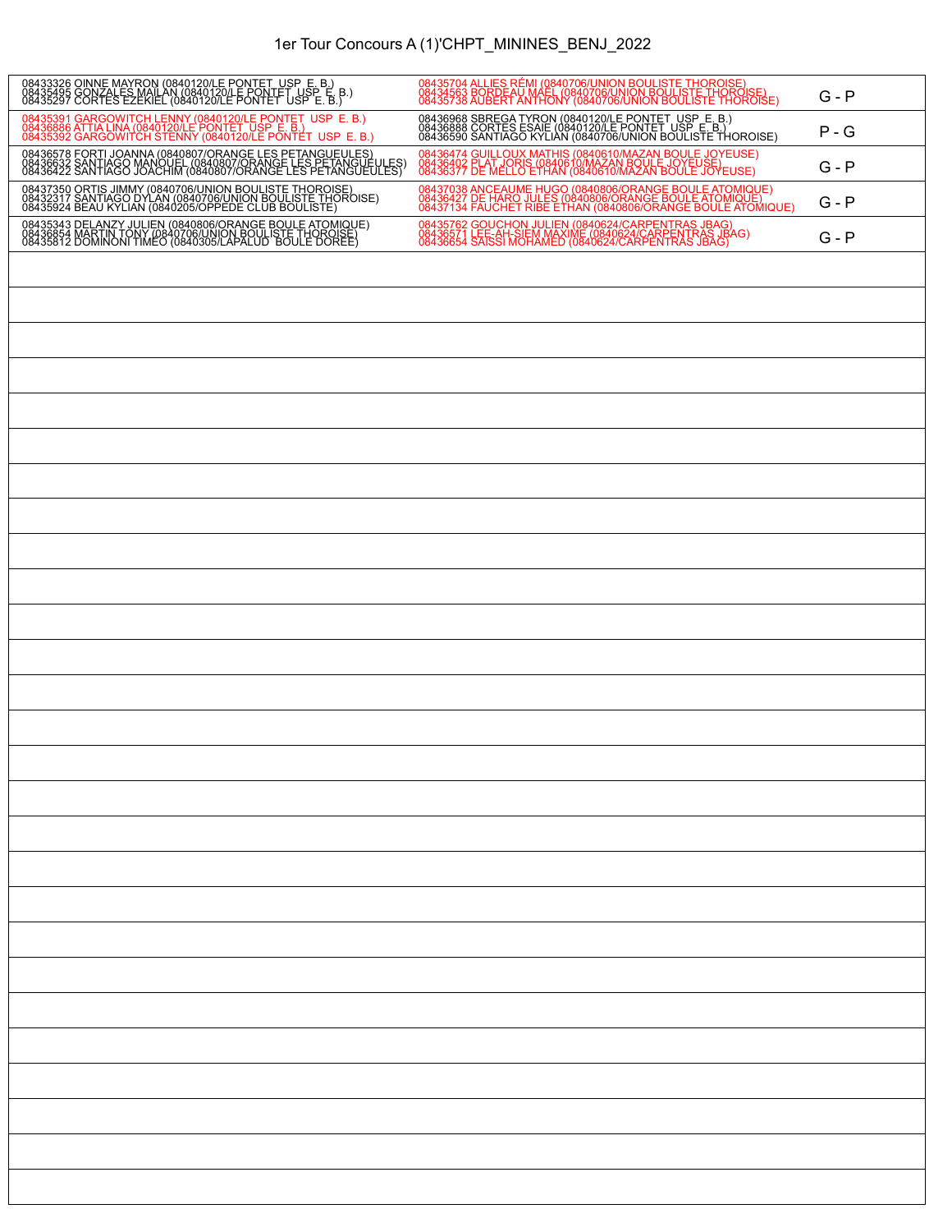# 1er Tour Concours A (1)'CHPT_MININES_BENJ_2022

| Équipe 1 | Équipe 2 | Résultat |
|---|---|---|
| 08433326 OINNE MAYRON (0840120/LE PONTET USP E. B.)<br>08435495 GONZALES MAILAN (0840120/LE PONTET USP E. B.)<br>08435297 CORTES EZEKIEL (0840120/LE PONTET USP E. B.) | 08435704 ALLIES RÉMI (0840706/UNION BOULISTE THOROISE)<br>08434563 BORDEAU MAEL (0840706/UNION BOULISTE THOROISE)<br>08435738 AUBERT ANTHONY (0840706/UNION BOULISTE THOROISE) | G - P |
| 08435391 GARGOWITCH LENNY (0840120/LE PONTET USP E. B.)<br>08436886 ATTIA LINA (0840120/LE PONTET USP E. B.)<br>08435392 GARGOWITCH STENNY (0840120/LE PONTET USP E. B.) | 08436968 SBREGA TYRON (0840120/LE PONTET USP E. B.)<br>08436888 CORTES ESAIE (0840120/LE PONTET USP E. B.)<br>08436590 SANTIAGO KYLIAN (0840706/UNION BOULISTE THOROISE) | P - G |
| 08436578 FORTI JOANNA (0840807/ORANGE LES PETANGUEULES)<br>08436632 SANTIAGO MANOUEL (0840807/ORANGE LES PETANGUEULES)<br>08436422 SANTIAGO JOACHIM (0840807/ORANGE LES PETANGUEULES) | 08436474 GUILLOUX MATHIS (0840610/MAZAN BOULE JOYEUSE)<br>08436402 PLAT JORIS (0840610/MAZAN BOULE JOYEUSE)<br>08436377 DE MELLO ETHAN (0840610/MAZAN BOULE JOYEUSE) | G - P |
| 08437350 ORTIS JIMMY (0840706/UNION BOULISTE THOROISE)<br>08432317 SANTIAGO DYLAN (0840706/UNION BOULISTE THOROISE)<br>08435924 BEAU KYLIAN (0840205/OPPEDE CLUB BOULISTE) | 08437038 ANCEAUME HUGO (0840806/ORANGE BOULE ATOMIQUE)<br>08436427 DE HARO JULES (0840806/ORANGE BOULE ATOMIQUE)<br>08437134 FAUCHET RIBE ETHAN (0840806/ORANGE BOULE ATOMIQUE) | G - P |
| 08435343 DELANZY JULIEN (0840806/ORANGE BOULE ATOMIQUE)<br>08436854 MARTIN TONY (0840706/UNION BOULISTE THOROISE)<br>08435812 DOMINONI TIMEO (0840305/LAPALUD BOULE DOREE) | 08435762 GOUCHON JULIEN (0840624/CARPENTRAS JBAG)<br>08436571 LEE-AH-SIEM MAXIME (0840624/CARPENTRAS JBAG)<br>08436654 SAISSI MOHAMED (0840624/CARPENTRAS JBAG) | G - P |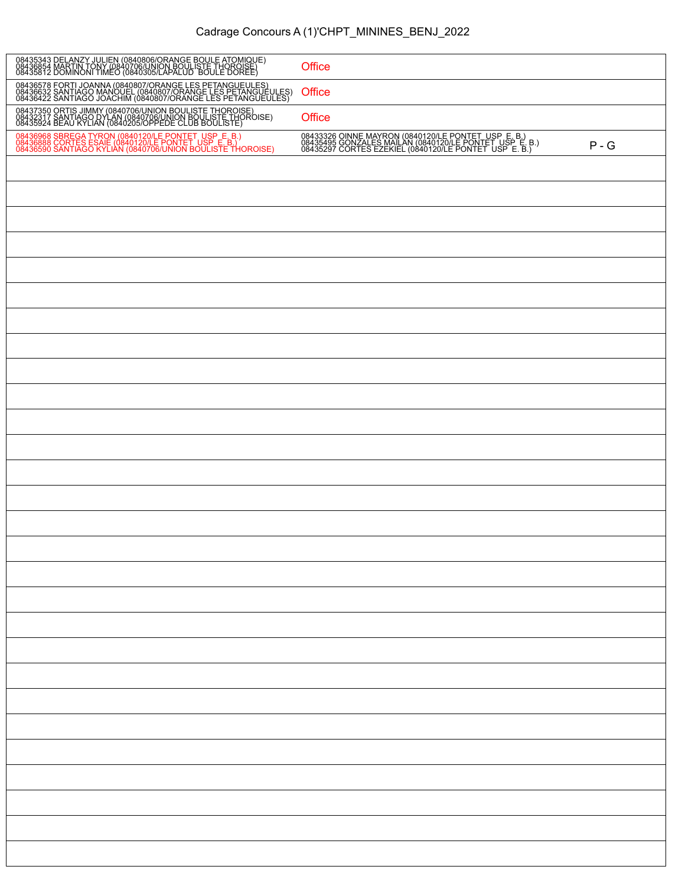# Cadrage Concours A (1)'CHPT_MININES_BENJ_2022

| Équipe 1 | Équipe 2 | |
|---|---|---|
| 08435343 DELANZY JULIEN (0840806/ORANGE BOULE ATOMIQUE)<br>08436854 MARTIN TONY (0840706/UNION BOULISTE THOROISE)<br>08435812 DOMINONI TIMEO (0840305/LAPALUD BOULE DOREE) | Office | |
| 08436578 FORTI JOANNA (0840807/ORANGE LES PETANGUEULES)<br>08436632 SANTIAGO MANOUEL (0840807/ORANGE LES PETANGUEULES)<br>08436422 SANTIAGO JOACHIM (0840807/ORANGE LES PETANGUEULES) | Office | |
| 08437350 ORTIS JIMMY (0840706/UNION BOULISTE THOROISE)<br>08432317 SANTIAGO DYLAN (0840706/UNION BOULISTE THOROISE)<br>08435924 BEAU KYLIAN (0840205/OPPEDE CLUB BOULISTE) | Office | |
| 08436968 SBREGA TYRON (0840120/LE PONTET USP E. B.)<br>08436888 CORTES ESAIE (0840120/LE PONTET USP E. B.)<br>08436590 SANTIAGO KYLIAN (0840706/UNION BOULISTE THOROISE) | 08433326 OINNE MAYRON (0840120/LE PONTET USP E. B.)<br>08435495 GONZALES MAILAN (0840120/LE PONTET USP E. B.)<br>08435297 CORTES EZEKIEL (0840120/LE PONTET USP E. B.) | P - G |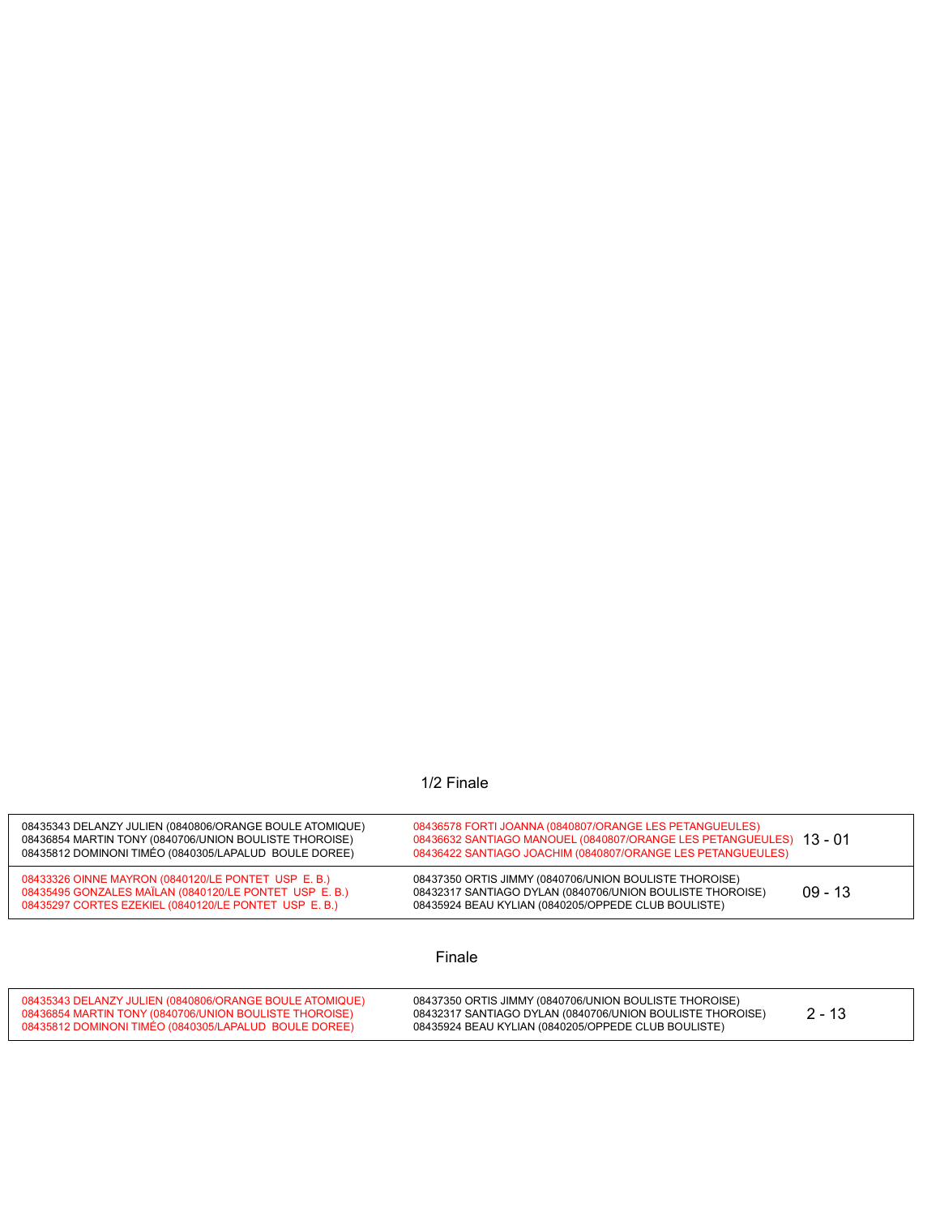## 1/2 Finale

| | | |
|---|---|---|
| 08435343 DELANZY JULIEN (0840806/ORANGE BOULE ATOMIQUE)<br>08436854 MARTIN TONY (0840706/UNION BOULISTE THOROISE)<br>08435812 DOMINONI TIMÉO (0840305/LAPALUD BOULE DOREE) | 08436578 FORTI JOANNA (0840807/ORANGE LES PETANGUEULES)<br>08436632 SANTIAGO MANOUEL (0840807/ORANGE LES PETANGUEULES)<br>08436422 SANTIAGO JOACHIM (0840807/ORANGE LES PETANGUEULES) | 13 - 01 |
| 08433326 OINNE MAYRON (0840120/LE PONTET USP E. B.)<br>08435495 GONZALES MAÏLAN (0840120/LE PONTET USP E. B.)<br>08435297 CORTES EZEKIEL (0840120/LE PONTET USP E. B.) | 08437350 ORTIS JIMMY (0840706/UNION BOULISTE THOROISE)<br>08432317 SANTIAGO DYLAN (0840706/UNION BOULISTE THOROISE)<br>08435924 BEAU KYLIAN (0840205/OPPEDE CLUB BOULISTE) | 09 - 13 |

## Finale

| | | |
|---|---|---|
| 08435343 DELANZY JULIEN (0840806/ORANGE BOULE ATOMIQUE)<br>08436854 MARTIN TONY (0840706/UNION BOULISTE THOROISE)<br>08435812 DOMINONI TIMÉO (0840305/LAPALUD BOULE DOREE) | 08437350 ORTIS JIMMY (0840706/UNION BOULISTE THOROISE)<br>08432317 SANTIAGO DYLAN (0840706/UNION BOULISTE THOROISE)<br>08435924 BEAU KYLIAN (0840205/OPPEDE CLUB BOULISTE) | 2 - 13 |